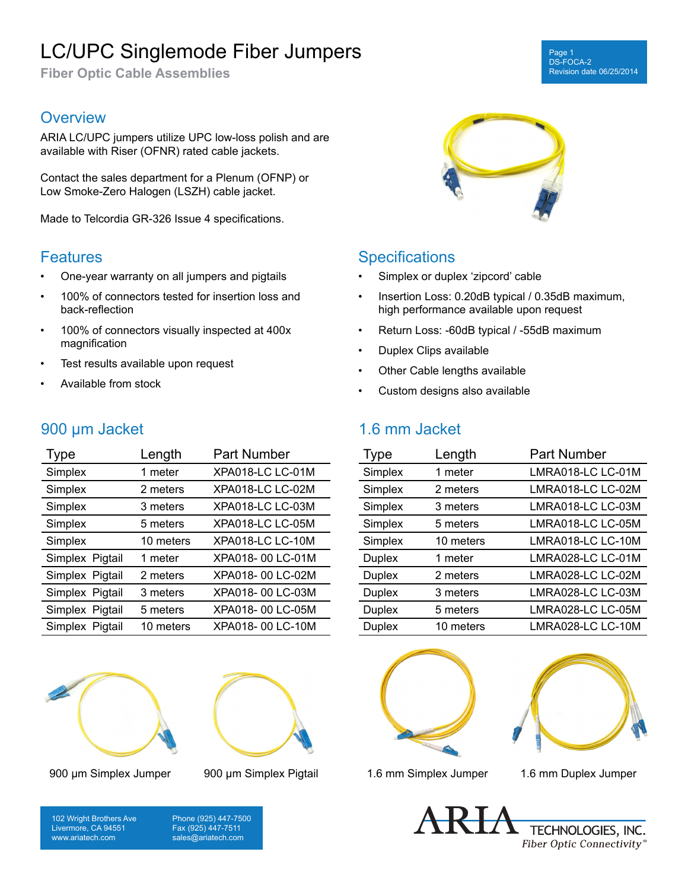# LC/UPC Singlemode Fiber Jumpers

**Fiber Optic Cable Assemblies**

## Overview

ARIA LC/UPC jumpers utilize UPC low-loss polish and are available with Riser (OFNR) rated cable jackets.

Contact the sales department for a Plenum (OFNP) or Low Smoke-Zero Halogen (LSZH) cable jacket.

Made to Telcordia GR-326 Issue 4 specifications.

## Features

- One-year warranty on all jumpers and pigtails
- 100% of connectors tested for insertion loss and back-reflection
- 100% of connectors visually inspected at 400x magnification
- Test results available upon request
- Available from stock

## Specifications

- Simplex or duplex ‘zipcord’ cable
- Insertion Loss: 0.20dB typical / 0.35dB maximum, high performance available upon request
- Return Loss: -60dB typical / -55dB maximum
- Duplex Clips available
- Other Cable lengths available
- Custom designs also available

## 900 µm Jacket

| Type | Length | Part Number |
|---|---|---|
| Simplex | 1 meter | XPA018-LC LC-01M |
| Simplex | 2 meters | XPA018-LC LC-02M |
| Simplex | 3 meters | XPA018-LC LC-03M |
| Simplex | 5 meters | XPA018-LC LC-05M |
| Simplex | 10 meters | XPA018-LC LC-10M |
| Simplex Pigtail | 1 meter | XPA018- 00 LC-01M |
| Simplex Pigtail | 2 meters | XPA018- 00 LC-02M |
| Simplex Pigtail | 3 meters | XPA018- 00 LC-03M |
| Simplex Pigtail | 5 meters | XPA018- 00 LC-05M |
| Simplex Pigtail | 10 meters | XPA018- 00 LC-10M |

## 1.6 mm Jacket

| Type | Length | Part Number |
|---|---|---|
| Simplex | 1 meter | LMRA018-LC LC-01M |
| Simplex | 2 meters | LMRA018-LC LC-02M |
| Simplex | 3 meters | LMRA018-LC LC-03M |
| Simplex | 5 meters | LMRA018-LC LC-05M |
| Simplex | 10 meters | LMRA018-LC LC-10M |
| Duplex | 1 meter | LMRA028-LC LC-01M |
| Duplex | 2 meters | LMRA028-LC LC-02M |
| Duplex | 3 meters | LMRA028-LC LC-03M |
| Duplex | 5 meters | LMRA028-LC LC-05M |
| Duplex | 10 meters | LMRA028-LC LC-10M |

900 µm Simplex Jumper

900 µm Simplex Pigtail

1.6 mm Simplex Jumper

1.6 mm Duplex Jumper

102 Wright Brothers Ave
Livermore, CA 94551
www.ariatech.com

Phone (925) 447-7500
Fax (925) 447-7511
sales@ariatech.com

ARIA TECHNOLOGIES, INC.
*Fiber Optic Connectivity*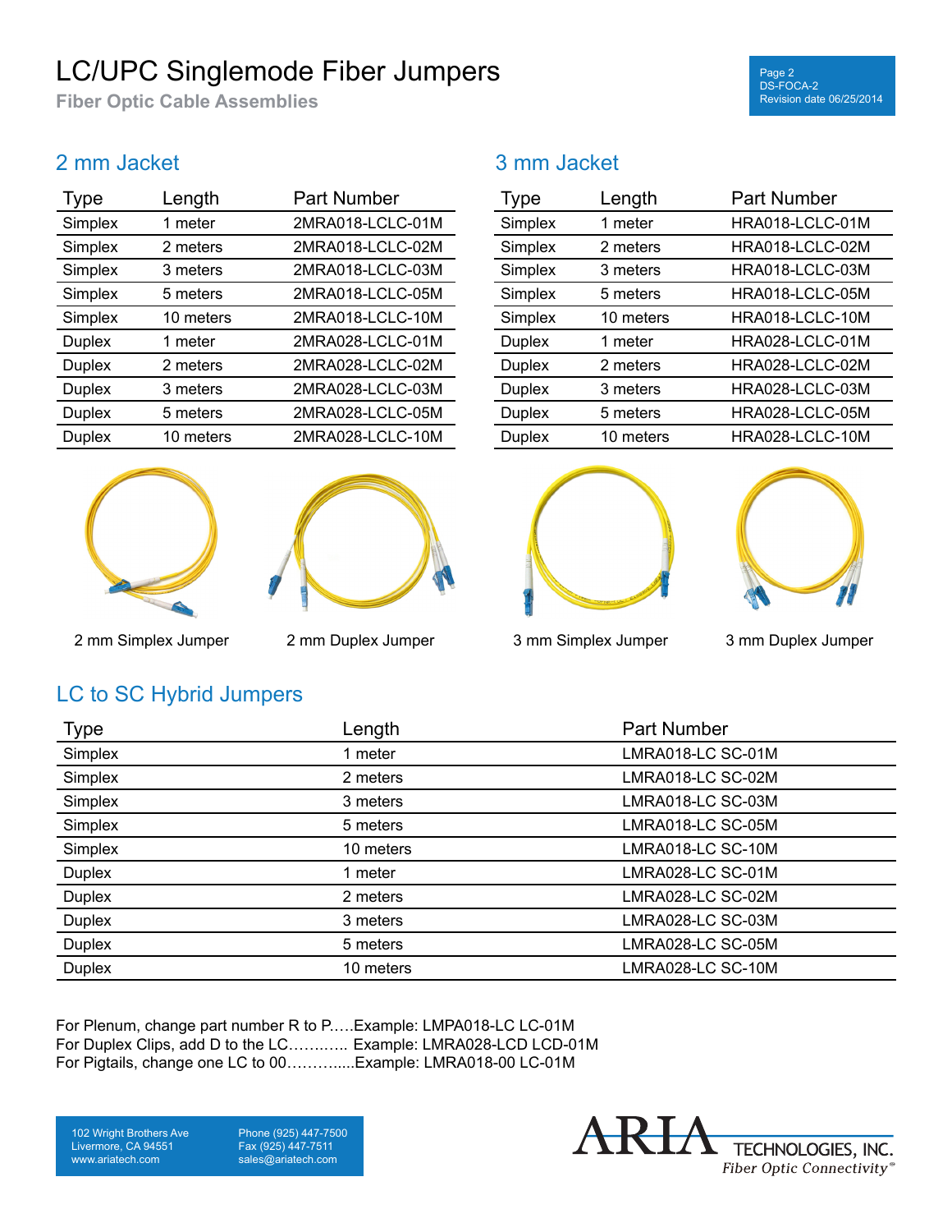# LC/UPC Singlemode Fiber Jumpers

**Fiber Optic Cable Assemblies**

## 2 mm Jacket

| Type | Length | Part Number |
|---|---|---|
| Simplex | 1 meter | 2MRA018-LCLC-01M |
| Simplex | 2 meters | 2MRA018-LCLC-02M |
| Simplex | 3 meters | 2MRA018-LCLC-03M |
| Simplex | 5 meters | 2MRA018-LCLC-05M |
| Simplex | 10 meters | 2MRA018-LCLC-10M |
| Duplex | 1 meter | 2MRA028-LCLC-01M |
| Duplex | 2 meters | 2MRA028-LCLC-02M |
| Duplex | 3 meters | 2MRA028-LCLC-03M |
| Duplex | 5 meters | 2MRA028-LCLC-05M |
| Duplex | 10 meters | 2MRA028-LCLC-10M |

## 3 mm Jacket

| Type | Length | Part Number |
|---|---|---|
| Simplex | 1 meter | HRA018-LCLC-01M |
| Simplex | 2 meters | HRA018-LCLC-02M |
| Simplex | 3 meters | HRA018-LCLC-03M |
| Simplex | 5 meters | HRA018-LCLC-05M |
| Simplex | 10 meters | HRA018-LCLC-10M |
| Duplex | 1 meter | HRA028-LCLC-01M |
| Duplex | 2 meters | HRA028-LCLC-02M |
| Duplex | 3 meters | HRA028-LCLC-03M |
| Duplex | 5 meters | HRA028-LCLC-05M |
| Duplex | 10 meters | HRA028-LCLC-10M |

2 mm Simplex Jumper

2 mm Duplex Jumper

3 mm Simplex Jumper

3 mm Duplex Jumper

## LC to SC Hybrid Jumpers

| Type | Length | Part Number |
|---|---|---|
| Simplex | 1 meter | LMRA018-LC SC-01M |
| Simplex | 2 meters | LMRA018-LC SC-02M |
| Simplex | 3 meters | LMRA018-LC SC-03M |
| Simplex | 5 meters | LMRA018-LC SC-05M |
| Simplex | 10 meters | LMRA018-LC SC-10M |
| Duplex | 1 meter | LMRA028-LC SC-01M |
| Duplex | 2 meters | LMRA028-LC SC-02M |
| Duplex | 3 meters | LMRA028-LC SC-03M |
| Duplex | 5 meters | LMRA028-LC SC-05M |
| Duplex | 10 meters | LMRA028-LC SC-10M |

For Plenum, change part number R to P…..Example: LMPA018-LC LC-01M
For Duplex Clips, add D to the LC……..…. Example: LMRA028-LCD LCD-01M
For Pigtails, change one LC to 00………....Example: LMRA018-00 LC-01M

102 Wright Brothers Ave
Livermore, CA 94551
www.ariatech.com

Phone (925) 447-7500
Fax (925) 447-7511
sales@ariatech.com

ARIA TECHNOLOGIES, INC.
*Fiber Optic Connectivity*